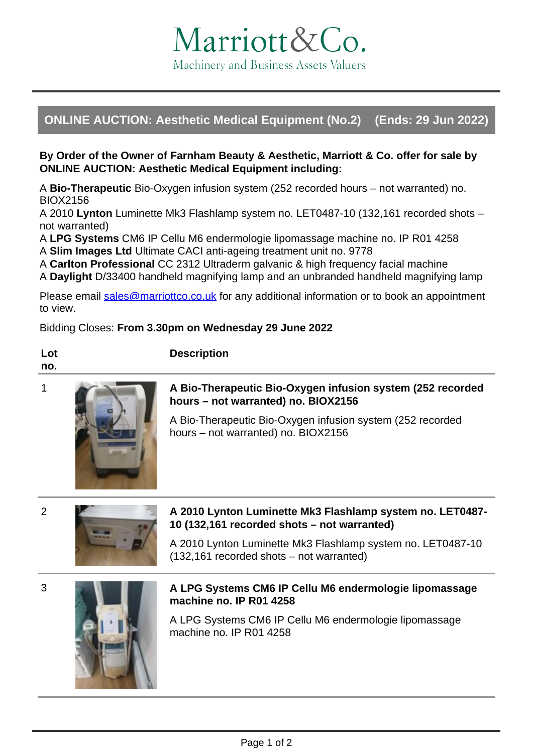# Marriott&Co.

Machinery and Business Assets Valuers

## ONLINE AUCTION: Aesthetic Medical Equipment (No.2) (Ends: 29 Jun 2022)

**By Order of the Owner of Farnham Beauty & Aesthetic, Marriott & Co. offer for sale by ONLINE AUCTION: Aesthetic Medical Equipment including:**

A **Bio-Therapeutic** Bio-Oxygen infusion system (252 recorded hours – not warranted) no. BIOX2156
A 2010 **Lynton** Luminette Mk3 Flashlamp system no. LET0487-10 (132,161 recorded shots – not warranted)
A **LPG Systems** CM6 IP Cellu M6 endermologie lipomassage machine no. IP R01 4258
A **Slim Images Ltd** Ultimate CACI anti-ageing treatment unit no. 9778
A **Carlton Professional** CC 2312 Ultraderm galvanic & high frequency facial machine
A **Daylight** D/33400 handheld magnifying lamp and an unbranded handheld magnifying lamp

Please email sales@marriottco.co.uk for any additional information or to book an appointment to view.

Bidding Closes: **From 3.30pm on Wednesday 29 June 2022**

| Lot no. | Description |
|---|---|
| 1 | **A Bio-Therapeutic Bio-Oxygen infusion system (252 recorded hours – not warranted) no. BIOX2156**<br><br>A Bio-Therapeutic Bio-Oxygen infusion system (252 recorded hours – not warranted) no. BIOX2156 |
| 2 | **A 2010 Lynton Luminette Mk3 Flashlamp system no. LET0487-10 (132,161 recorded shots – not warranted)**<br><br>A 2010 Lynton Luminette Mk3 Flashlamp system no. LET0487-10 (132,161 recorded shots – not warranted) |
| 3 | **A LPG Systems CM6 IP Cellu M6 endermologie lipomassage machine no. IP R01 4258**<br><br>A LPG Systems CM6 IP Cellu M6 endermologie lipomassage machine no. IP R01 4258 |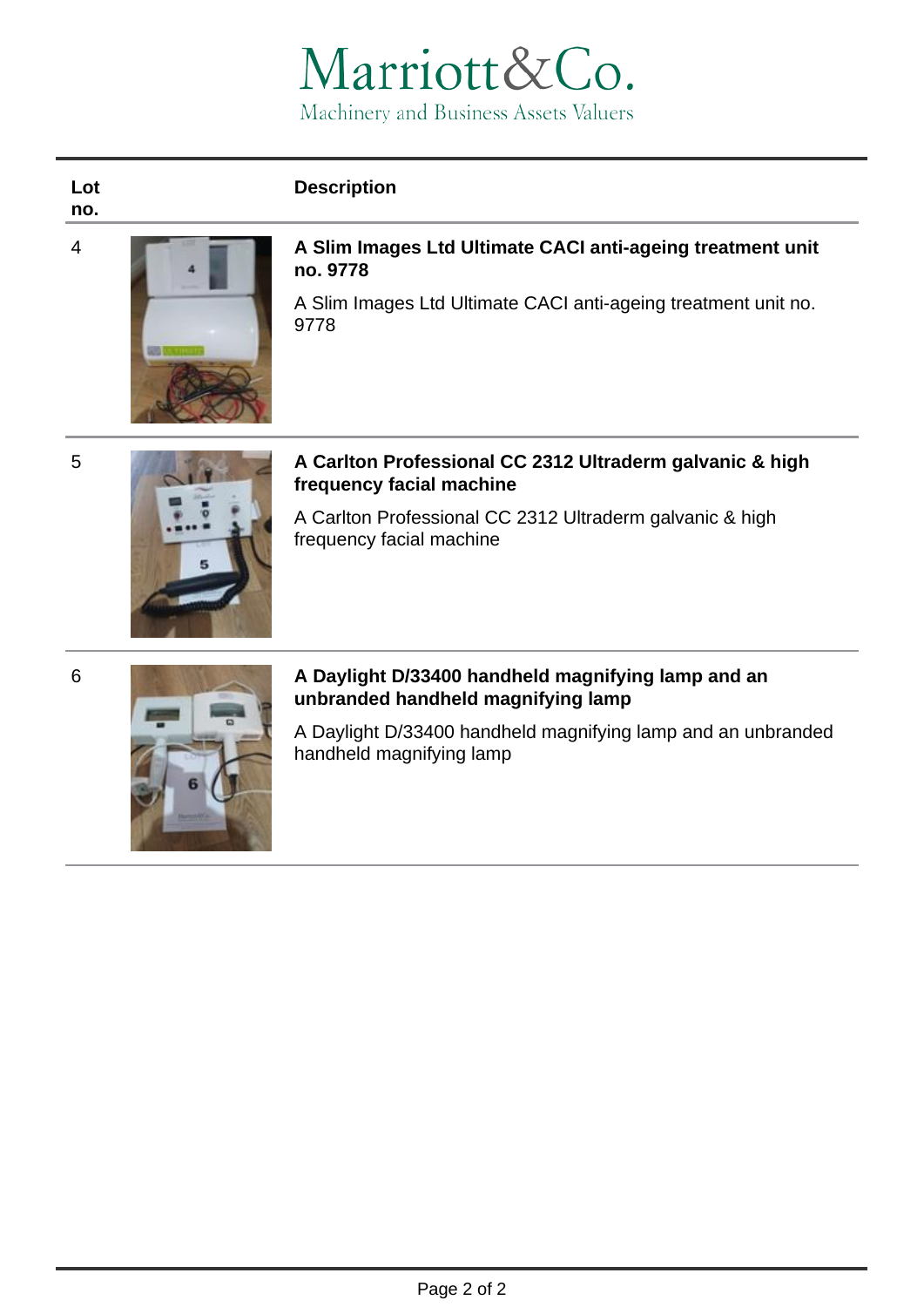Marriott&Co.
Machinery and Business Assets Valuers

| Lot no. | Description |
|---|---|
| 4 | **A Slim Images Ltd Ultimate CACI anti-ageing treatment unit no. 9778**<br><br>A Slim Images Ltd Ultimate CACI anti-ageing treatment unit no. 9778 |
| 5 | **A Carlton Professional CC 2312 Ultraderm galvanic & high frequency facial machine**<br><br>A Carlton Professional CC 2312 Ultraderm galvanic & high frequency facial machine |
| 6 | **A Daylight D/33400 handheld magnifying lamp and an unbranded handheld magnifying lamp**<br><br>A Daylight D/33400 handheld magnifying lamp and an unbranded handheld magnifying lamp |